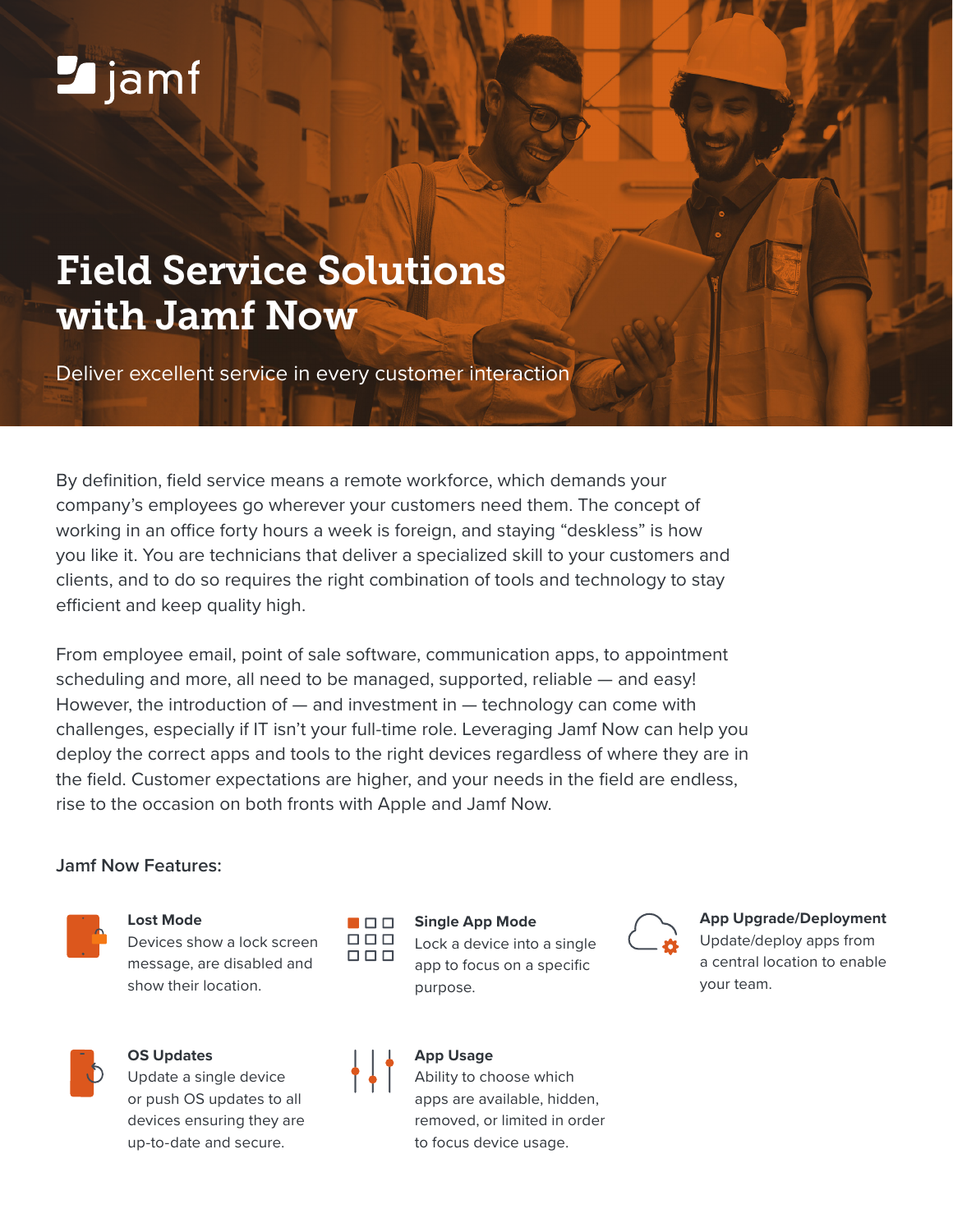jamf

# Field Service Solutions with Jamf Now

Deliver excellent service in every customer interaction

By definition, field service means a remote workforce, which demands your company's employees go wherever your customers need them. The concept of working in an office forty hours a week is foreign, and staying "deskless" is how you like it. You are technicians that deliver a specialized skill to your customers and clients, and to do so requires the right combination of tools and technology to stay efficient and keep quality high.

From employee email, point of sale software, communication apps, to appointment scheduling and more, all need to be managed, supported, reliable — and easy! However, the introduction of — and investment in — technology can come with challenges, especially if IT isn't your full-time role. Leveraging Jamf Now can help you deploy the correct apps and tools to the right devices regardless of where they are in the field. Customer expectations are higher, and your needs in the field are endless, rise to the occasion on both fronts with Apple and Jamf Now.

## Jamf Now Features:

**Lost Mode**
Devices show a lock screen message, are disabled and show their location.

**Single App Mode**
Lock a device into a single app to focus on a specific purpose.

**App Upgrade/Deployment**
Update/deploy apps from a central location to enable your team.

**OS Updates**
Update a single device or push OS updates to all devices ensuring they are up-to-date and secure.

**App Usage**
Ability to choose which apps are available, hidden, removed, or limited in order to focus device usage.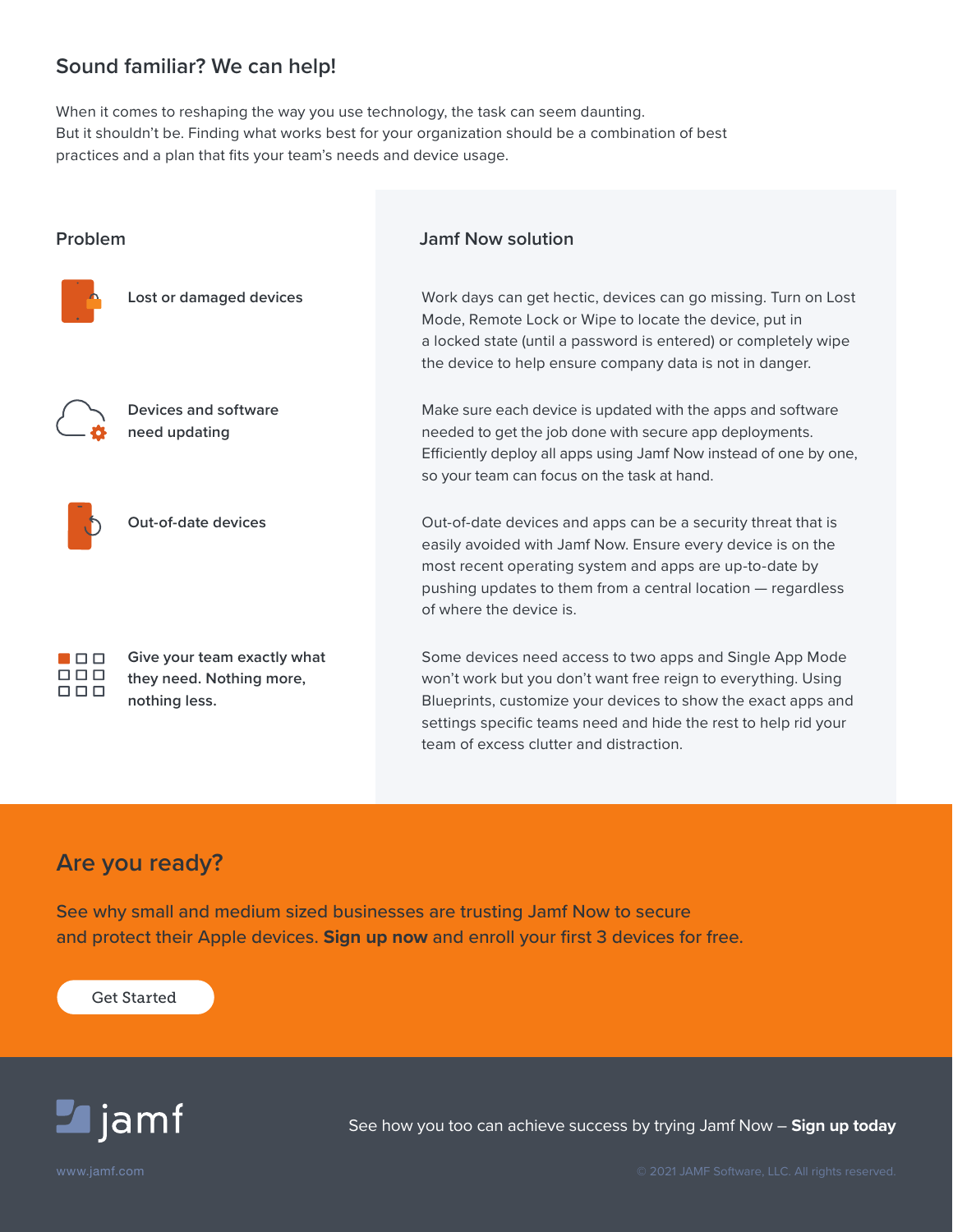## Sound familiar? We can help!

When it comes to reshaping the way you use technology, the task can seem daunting.
But it shouldn't be. Finding what works best for your organization should be a combination of best practices and a plan that fits your team's needs and device usage.

| Problem | Jamf Now solution |
| --- | --- |
| Lost or damaged devices | Work days can get hectic, devices can go missing. Turn on Lost Mode, Remote Lock or Wipe to locate the device, put in a locked state (until a password is entered) or completely wipe the device to help ensure company data is not in danger. |
| Devices and software need updating | Make sure each device is updated with the apps and software needed to get the job done with secure app deployments. Efficiently deploy all apps using Jamf Now instead of one by one, so your team can focus on the task at hand. |
| Out-of-date devices | Out-of-date devices and apps can be a security threat that is easily avoided with Jamf Now. Ensure every device is on the most recent operating system and apps are up-to-date by pushing updates to them from a central location — regardless of where the device is. |
| Give your team exactly what they need. Nothing more, nothing less. | Some devices need access to two apps and Single App Mode won't work but you don't want free reign to everything. Using Blueprints, customize your devices to show the exact apps and settings specific teams need and hide the rest to help rid your team of excess clutter and distraction. |

## Are you ready?

See why small and medium sized businesses are trusting Jamf Now to secure and protect their Apple devices. **Sign up now** and enroll your first 3 devices for free.

Get Started

jamf

See how you too can achieve success by trying Jamf Now – **Sign up today**

www.jamf.com

© 2021 JAMF Software, LLC. All rights reserved.